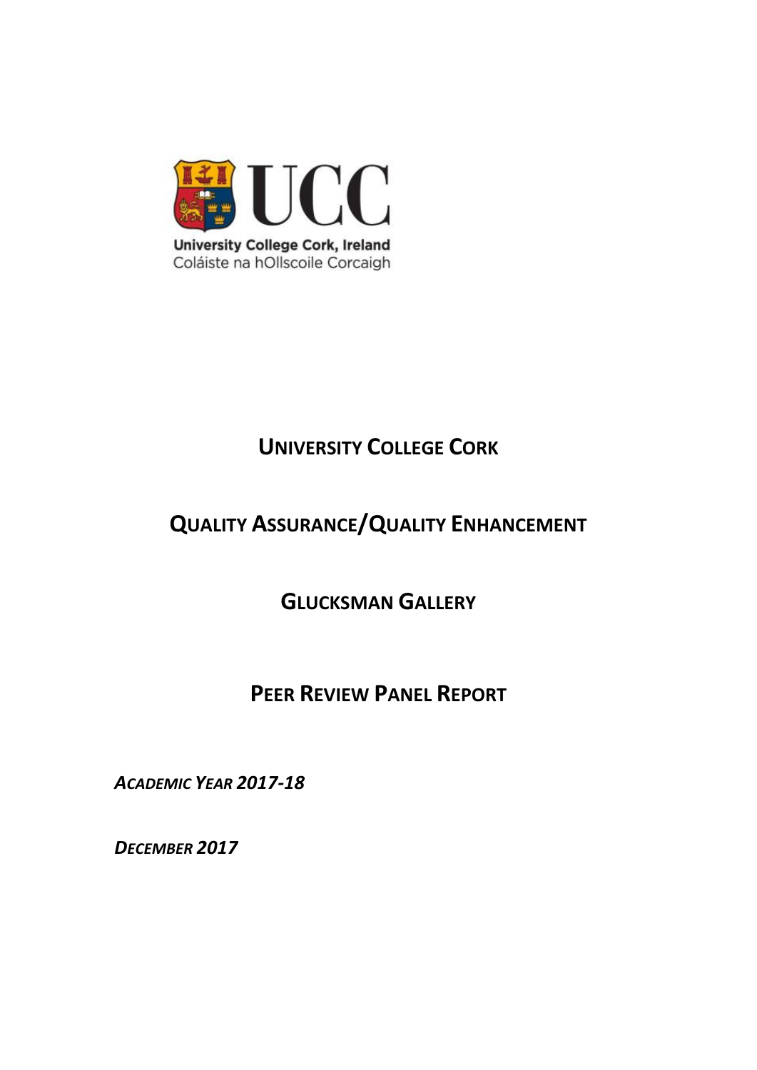University College Cork, Ireland
Coláiste na hOllscoile Corcaigh

# UNIVERSITY COLLEGE CORK

# QUALITY ASSURANCE/QUALITY ENHANCEMENT

# GLUCKSMAN GALLERY

# PEER REVIEW PANEL REPORT

***ACADEMIC YEAR 2017-18***

***DECEMBER 2017***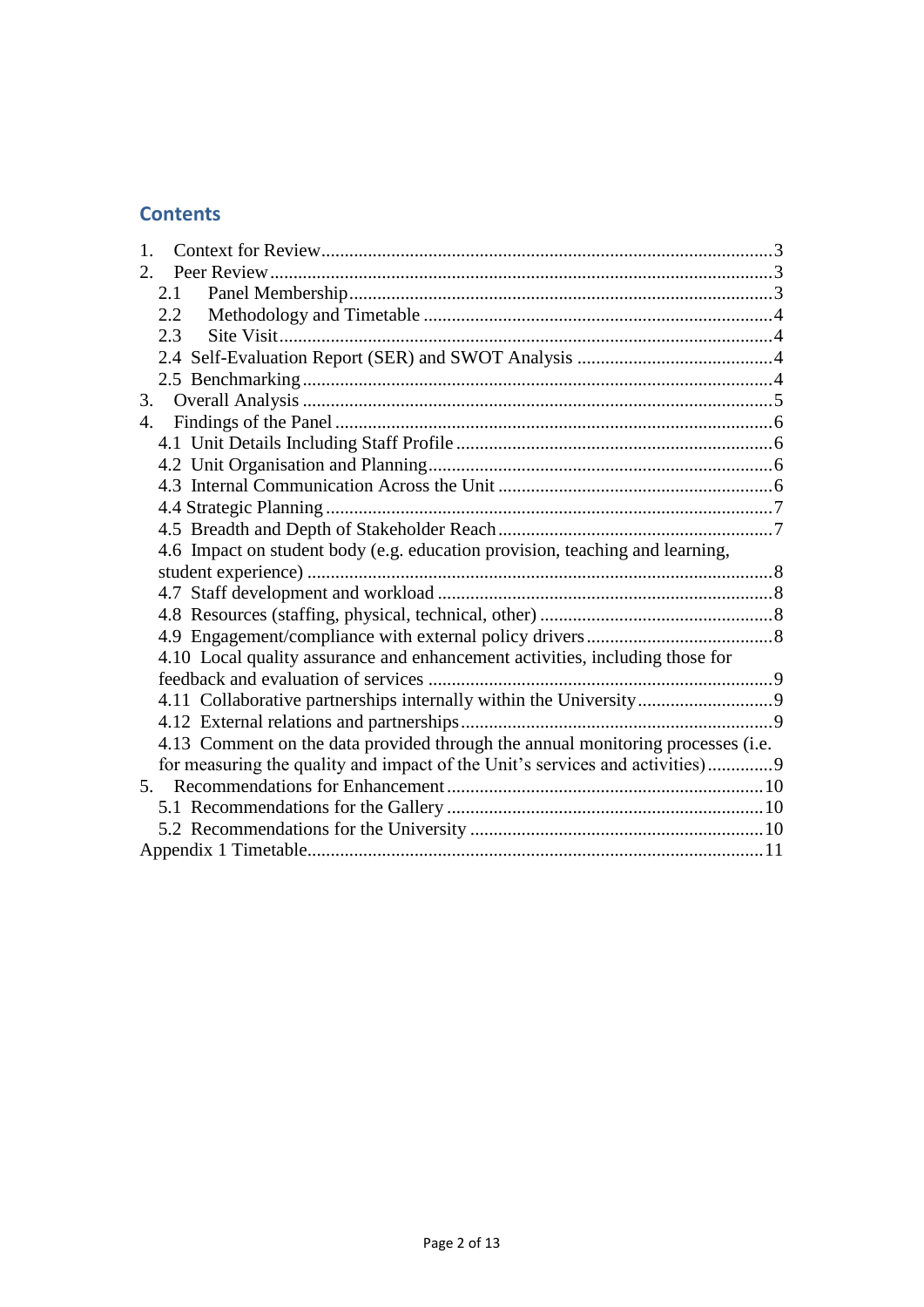## Contents

1. Context for Review ........ 3
2. Peer Review ........ 3
   - 2.1 Panel Membership ........ 3
   - 2.2 Methodology and Timetable ........ 4
   - 2.3 Site Visit ........ 4
   - 2.4 Self-Evaluation Report (SER) and SWOT Analysis ........ 4
   - 2.5 Benchmarking ........ 4
3. Overall Analysis ........ 5
4. Findings of the Panel ........ 6
   - 4.1 Unit Details Including Staff Profile ........ 6
   - 4.2 Unit Organisation and Planning ........ 6
   - 4.3 Internal Communication Across the Unit ........ 6
   - 4.4 Strategic Planning ........ 7
   - 4.5 Breadth and Depth of Stakeholder Reach ........ 7
   - 4.6 Impact on student body (e.g. education provision, teaching and learning, student experience) ........ 8
   - 4.7 Staff development and workload ........ 8
   - 4.8 Resources (staffing, physical, technical, other) ........ 8
   - 4.9 Engagement/compliance with external policy drivers ........ 8
   - 4.10 Local quality assurance and enhancement activities, including those for feedback and evaluation of services ........ 9
   - 4.11 Collaborative partnerships internally within the University ........ 9
   - 4.12 External relations and partnerships ........ 9
   - 4.13 Comment on the data provided through the annual monitoring processes (i.e. for measuring the quality and impact of the Unit's services and activities) ........ 9
5. Recommendations for Enhancement ........ 10
   - 5.1 Recommendations for the Gallery ........ 10
   - 5.2 Recommendations for the University ........ 10

Appendix 1 Timetable ........ 11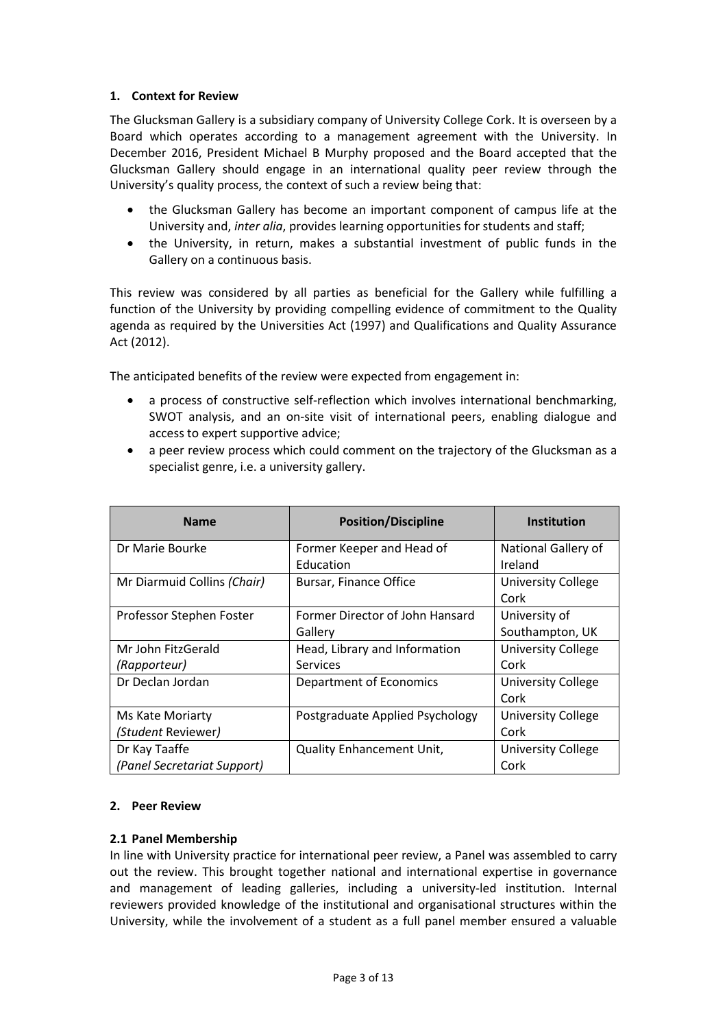## 1. Context for Review

The Glucksman Gallery is a subsidiary company of University College Cork. It is overseen by a Board which operates according to a management agreement with the University. In December 2016, President Michael B Murphy proposed and the Board accepted that the Glucksman Gallery should engage in an international quality peer review through the University's quality process, the context of such a review being that:

- the Glucksman Gallery has become an important component of campus life at the University and, *inter alia*, provides learning opportunities for students and staff;
- the University, in return, makes a substantial investment of public funds in the Gallery on a continuous basis.

This review was considered by all parties as beneficial for the Gallery while fulfilling a function of the University by providing compelling evidence of commitment to the Quality agenda as required by the Universities Act (1997) and Qualifications and Quality Assurance Act (2012).

The anticipated benefits of the review were expected from engagement in:

- a process of constructive self-reflection which involves international benchmarking, SWOT analysis, and an on-site visit of international peers, enabling dialogue and access to expert supportive advice;
- a peer review process which could comment on the trajectory of the Glucksman as a specialist genre, i.e. a university gallery.

| Name | Position/Discipline | Institution |
|---|---|---|
| Dr Marie Bourke | Former Keeper and Head of Education | National Gallery of Ireland |
| Mr Diarmuid Collins *(Chair)* | Bursar, Finance Office | University College Cork |
| Professor Stephen Foster | Former Director of John Hansard Gallery | University of Southampton, UK |
| Mr John FitzGerald *(Rapporteur)* | Head, Library and Information Services | University College Cork |
| Dr Declan Jordan | Department of Economics | University College Cork |
| Ms Kate Moriarty *(Student Reviewer)* | Postgraduate Applied Psychology | University College Cork |
| Dr Kay Taaffe *(Panel Secretariat Support)* | Quality Enhancement Unit, | University College Cork |

## 2. Peer Review

### 2.1 Panel Membership

In line with University practice for international peer review, a Panel was assembled to carry out the review. This brought together national and international expertise in governance and management of leading galleries, including a university-led institution. Internal reviewers provided knowledge of the institutional and organisational structures within the University, while the involvement of a student as a full panel member ensured a valuable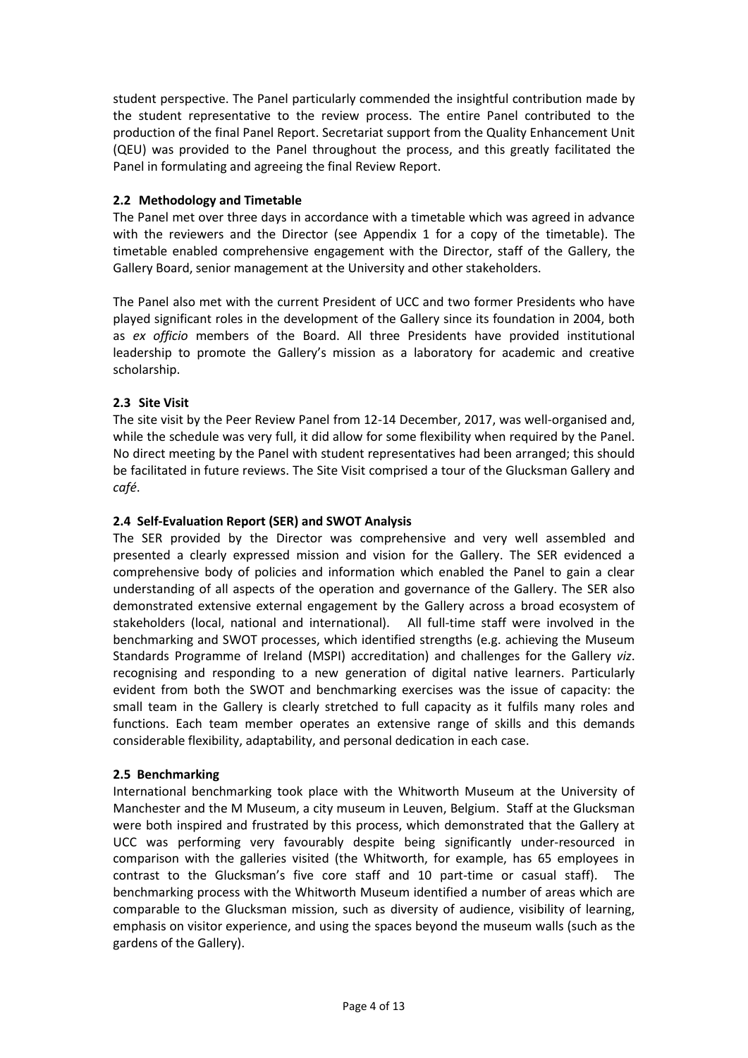student perspective. The Panel particularly commended the insightful contribution made by the student representative to the review process. The entire Panel contributed to the production of the final Panel Report. Secretariat support from the Quality Enhancement Unit (QEU) was provided to the Panel throughout the process, and this greatly facilitated the Panel in formulating and agreeing the final Review Report.

### 2.2 Methodology and Timetable

The Panel met over three days in accordance with a timetable which was agreed in advance with the reviewers and the Director (see Appendix 1 for a copy of the timetable). The timetable enabled comprehensive engagement with the Director, staff of the Gallery, the Gallery Board, senior management at the University and other stakeholders.

The Panel also met with the current President of UCC and two former Presidents who have played significant roles in the development of the Gallery since its foundation in 2004, both as *ex officio* members of the Board. All three Presidents have provided institutional leadership to promote the Gallery's mission as a laboratory for academic and creative scholarship.

### 2.3 Site Visit

The site visit by the Peer Review Panel from 12-14 December, 2017, was well-organised and, while the schedule was very full, it did allow for some flexibility when required by the Panel. No direct meeting by the Panel with student representatives had been arranged; this should be facilitated in future reviews. The Site Visit comprised a tour of the Glucksman Gallery and *café*.

### 2.4 Self-Evaluation Report (SER) and SWOT Analysis

The SER provided by the Director was comprehensive and very well assembled and presented a clearly expressed mission and vision for the Gallery. The SER evidenced a comprehensive body of policies and information which enabled the Panel to gain a clear understanding of all aspects of the operation and governance of the Gallery. The SER also demonstrated extensive external engagement by the Gallery across a broad ecosystem of stakeholders (local, national and international). All full-time staff were involved in the benchmarking and SWOT processes, which identified strengths (e.g. achieving the Museum Standards Programme of Ireland (MSPI) accreditation) and challenges for the Gallery *viz*. recognising and responding to a new generation of digital native learners. Particularly evident from both the SWOT and benchmarking exercises was the issue of capacity: the small team in the Gallery is clearly stretched to full capacity as it fulfils many roles and functions. Each team member operates an extensive range of skills and this demands considerable flexibility, adaptability, and personal dedication in each case.

### 2.5 Benchmarking

International benchmarking took place with the Whitworth Museum at the University of Manchester and the M Museum, a city museum in Leuven, Belgium. Staff at the Glucksman were both inspired and frustrated by this process, which demonstrated that the Gallery at UCC was performing very favourably despite being significantly under-resourced in comparison with the galleries visited (the Whitworth, for example, has 65 employees in contrast to the Glucksman's five core staff and 10 part-time or casual staff). The benchmarking process with the Whitworth Museum identified a number of areas which are comparable to the Glucksman mission, such as diversity of audience, visibility of learning, emphasis on visitor experience, and using the spaces beyond the museum walls (such as the gardens of the Gallery).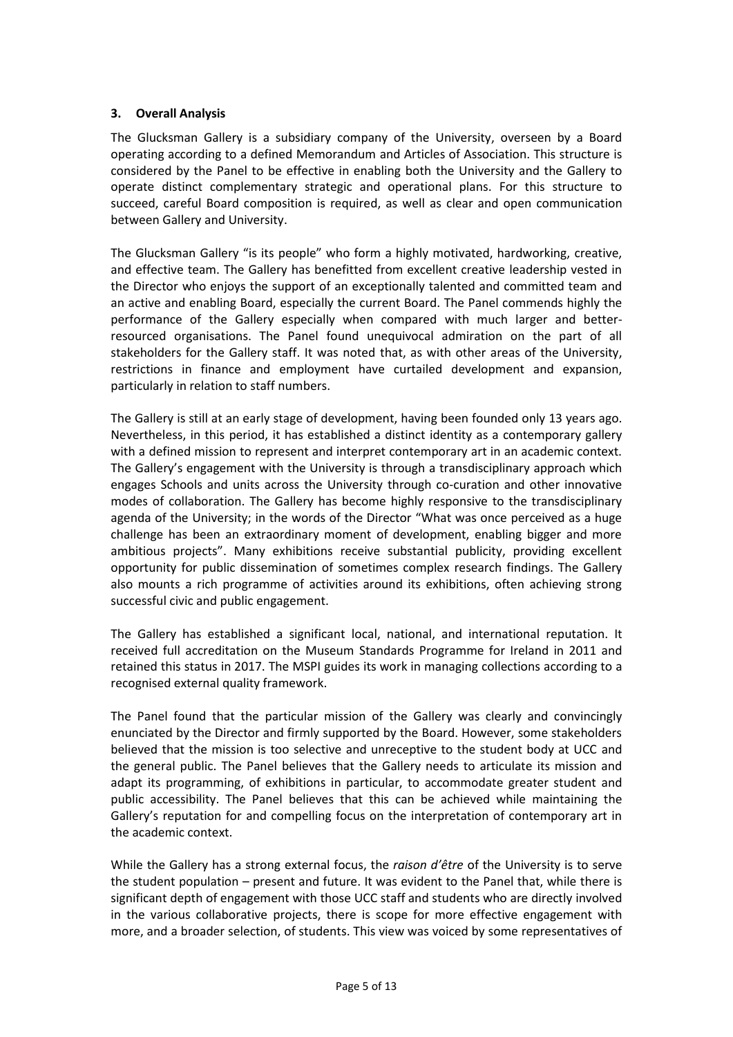## 3. Overall Analysis

The Glucksman Gallery is a subsidiary company of the University, overseen by a Board operating according to a defined Memorandum and Articles of Association. This structure is considered by the Panel to be effective in enabling both the University and the Gallery to operate distinct complementary strategic and operational plans. For this structure to succeed, careful Board composition is required, as well as clear and open communication between Gallery and University.

The Glucksman Gallery "is its people" who form a highly motivated, hardworking, creative, and effective team. The Gallery has benefitted from excellent creative leadership vested in the Director who enjoys the support of an exceptionally talented and committed team and an active and enabling Board, especially the current Board. The Panel commends highly the performance of the Gallery especially when compared with much larger and better-resourced organisations. The Panel found unequivocal admiration on the part of all stakeholders for the Gallery staff. It was noted that, as with other areas of the University, restrictions in finance and employment have curtailed development and expansion, particularly in relation to staff numbers.

The Gallery is still at an early stage of development, having been founded only 13 years ago. Nevertheless, in this period, it has established a distinct identity as a contemporary gallery with a defined mission to represent and interpret contemporary art in an academic context. The Gallery's engagement with the University is through a transdisciplinary approach which engages Schools and units across the University through co-curation and other innovative modes of collaboration. The Gallery has become highly responsive to the transdisciplinary agenda of the University; in the words of the Director "What was once perceived as a huge challenge has been an extraordinary moment of development, enabling bigger and more ambitious projects". Many exhibitions receive substantial publicity, providing excellent opportunity for public dissemination of sometimes complex research findings. The Gallery also mounts a rich programme of activities around its exhibitions, often achieving strong successful civic and public engagement.

The Gallery has established a significant local, national, and international reputation. It received full accreditation on the Museum Standards Programme for Ireland in 2011 and retained this status in 2017. The MSPI guides its work in managing collections according to a recognised external quality framework.

The Panel found that the particular mission of the Gallery was clearly and convincingly enunciated by the Director and firmly supported by the Board. However, some stakeholders believed that the mission is too selective and unreceptive to the student body at UCC and the general public. The Panel believes that the Gallery needs to articulate its mission and adapt its programming, of exhibitions in particular, to accommodate greater student and public accessibility. The Panel believes that this can be achieved while maintaining the Gallery's reputation for and compelling focus on the interpretation of contemporary art in the academic context.

While the Gallery has a strong external focus, the *raison d'être* of the University is to serve the student population – present and future. It was evident to the Panel that, while there is significant depth of engagement with those UCC staff and students who are directly involved in the various collaborative projects, there is scope for more effective engagement with more, and a broader selection, of students. This view was voiced by some representatives of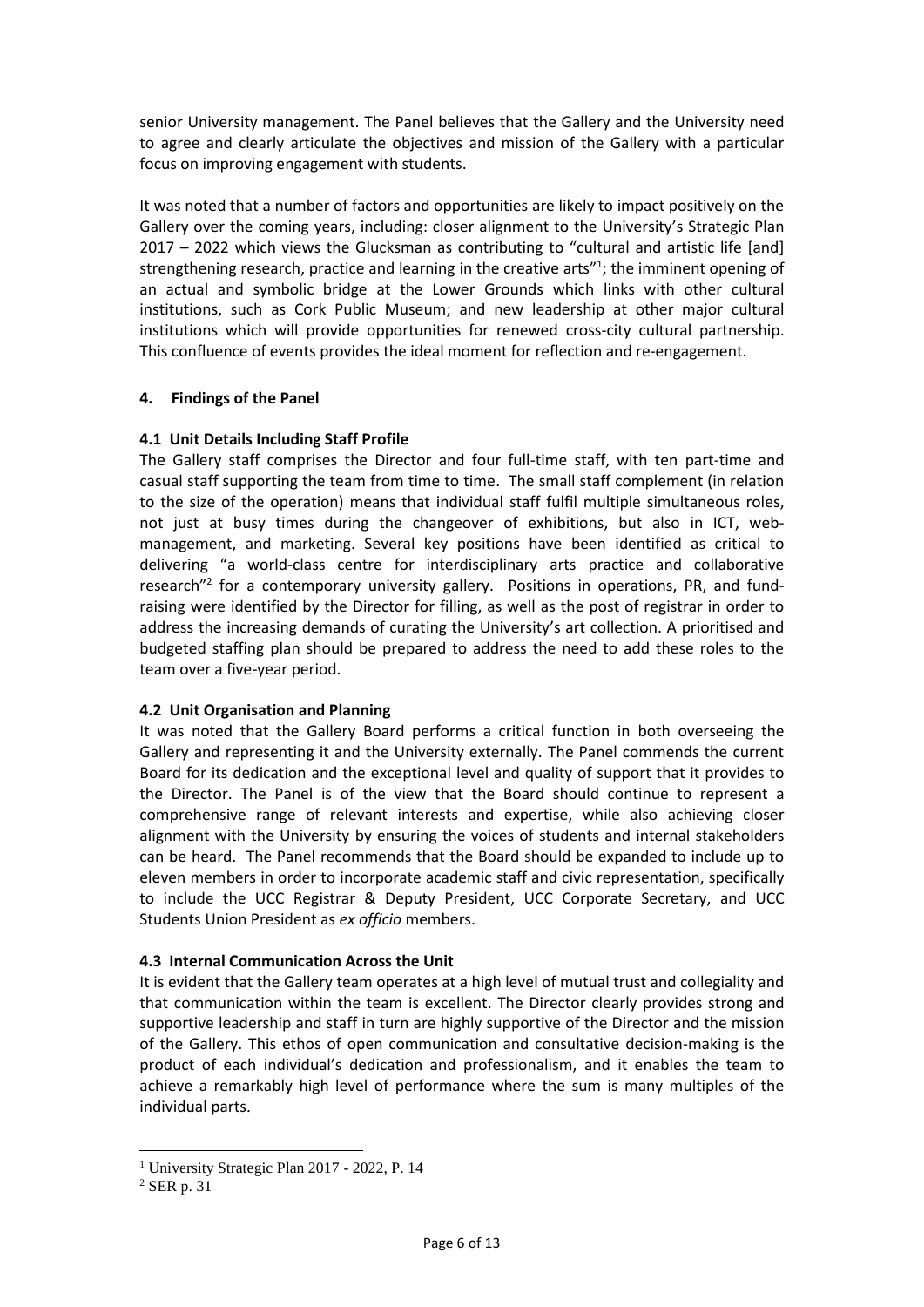senior University management. The Panel believes that the Gallery and the University need to agree and clearly articulate the objectives and mission of the Gallery with a particular focus on improving engagement with students.

It was noted that a number of factors and opportunities are likely to impact positively on the Gallery over the coming years, including: closer alignment to the University's Strategic Plan 2017 – 2022 which views the Glucksman as contributing to "cultural and artistic life [and] strengthening research, practice and learning in the creative arts"[1]; the imminent opening of an actual and symbolic bridge at the Lower Grounds which links with other cultural institutions, such as Cork Public Museum; and new leadership at other major cultural institutions which will provide opportunities for renewed cross-city cultural partnership. This confluence of events provides the ideal moment for reflection and re-engagement.

## 4. Findings of the Panel

### 4.1 Unit Details Including Staff Profile

The Gallery staff comprises the Director and four full-time staff, with ten part-time and casual staff supporting the team from time to time. The small staff complement (in relation to the size of the operation) means that individual staff fulfil multiple simultaneous roles, not just at busy times during the changeover of exhibitions, but also in ICT, web-management, and marketing. Several key positions have been identified as critical to delivering "a world-class centre for interdisciplinary arts practice and collaborative research"[2] for a contemporary university gallery. Positions in operations, PR, and fund-raising were identified by the Director for filling, as well as the post of registrar in order to address the increasing demands of curating the University's art collection. A prioritised and budgeted staffing plan should be prepared to address the need to add these roles to the team over a five-year period.

### 4.2 Unit Organisation and Planning

It was noted that the Gallery Board performs a critical function in both overseeing the Gallery and representing it and the University externally. The Panel commends the current Board for its dedication and the exceptional level and quality of support that it provides to the Director. The Panel is of the view that the Board should continue to represent a comprehensive range of relevant interests and expertise, while also achieving closer alignment with the University by ensuring the voices of students and internal stakeholders can be heard. The Panel recommends that the Board should be expanded to include up to eleven members in order to incorporate academic staff and civic representation, specifically to include the UCC Registrar & Deputy President, UCC Corporate Secretary, and UCC Students Union President as *ex officio* members.

### 4.3 Internal Communication Across the Unit

It is evident that the Gallery team operates at a high level of mutual trust and collegiality and that communication within the team is excellent. The Director clearly provides strong and supportive leadership and staff in turn are highly supportive of the Director and the mission of the Gallery. This ethos of open communication and consultative decision-making is the product of each individual's dedication and professionalism, and it enables the team to achieve a remarkably high level of performance where the sum is many multiples of the individual parts.

---

[1] University Strategic Plan 2017 - 2022, P. 14

[2] SER p. 31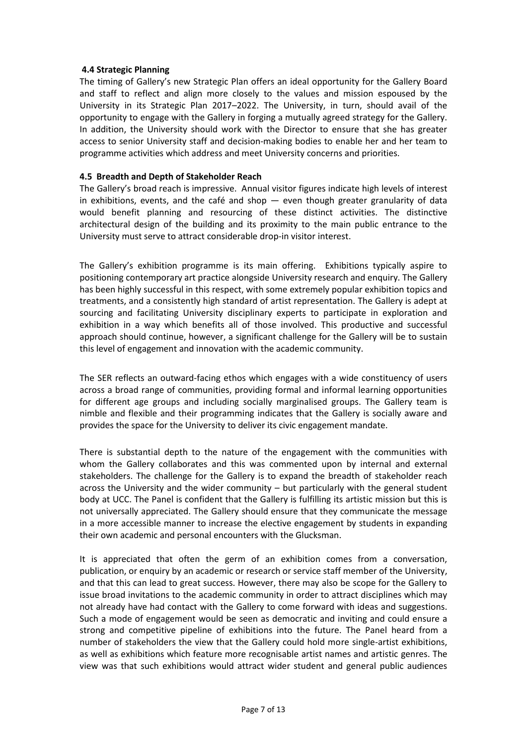### 4.4 Strategic Planning

The timing of Gallery's new Strategic Plan offers an ideal opportunity for the Gallery Board and staff to reflect and align more closely to the values and mission espoused by the University in its Strategic Plan 2017–2022. The University, in turn, should avail of the opportunity to engage with the Gallery in forging a mutually agreed strategy for the Gallery. In addition, the University should work with the Director to ensure that she has greater access to senior University staff and decision-making bodies to enable her and her team to programme activities which address and meet University concerns and priorities.

### 4.5 Breadth and Depth of Stakeholder Reach

The Gallery's broad reach is impressive. Annual visitor figures indicate high levels of interest in exhibitions, events, and the café and shop — even though greater granularity of data would benefit planning and resourcing of these distinct activities. The distinctive architectural design of the building and its proximity to the main public entrance to the University must serve to attract considerable drop-in visitor interest.

The Gallery's exhibition programme is its main offering. Exhibitions typically aspire to positioning contemporary art practice alongside University research and enquiry. The Gallery has been highly successful in this respect, with some extremely popular exhibition topics and treatments, and a consistently high standard of artist representation. The Gallery is adept at sourcing and facilitating University disciplinary experts to participate in exploration and exhibition in a way which benefits all of those involved. This productive and successful approach should continue, however, a significant challenge for the Gallery will be to sustain this level of engagement and innovation with the academic community.

The SER reflects an outward-facing ethos which engages with a wide constituency of users across a broad range of communities, providing formal and informal learning opportunities for different age groups and including socially marginalised groups. The Gallery team is nimble and flexible and their programming indicates that the Gallery is socially aware and provides the space for the University to deliver its civic engagement mandate.

There is substantial depth to the nature of the engagement with the communities with whom the Gallery collaborates and this was commented upon by internal and external stakeholders. The challenge for the Gallery is to expand the breadth of stakeholder reach across the University and the wider community – but particularly with the general student body at UCC. The Panel is confident that the Gallery is fulfilling its artistic mission but this is not universally appreciated. The Gallery should ensure that they communicate the message in a more accessible manner to increase the elective engagement by students in expanding their own academic and personal encounters with the Glucksman.

It is appreciated that often the germ of an exhibition comes from a conversation, publication, or enquiry by an academic or research or service staff member of the University, and that this can lead to great success. However, there may also be scope for the Gallery to issue broad invitations to the academic community in order to attract disciplines which may not already have had contact with the Gallery to come forward with ideas and suggestions. Such a mode of engagement would be seen as democratic and inviting and could ensure a strong and competitive pipeline of exhibitions into the future. The Panel heard from a number of stakeholders the view that the Gallery could hold more single-artist exhibitions, as well as exhibitions which feature more recognisable artist names and artistic genres. The view was that such exhibitions would attract wider student and general public audiences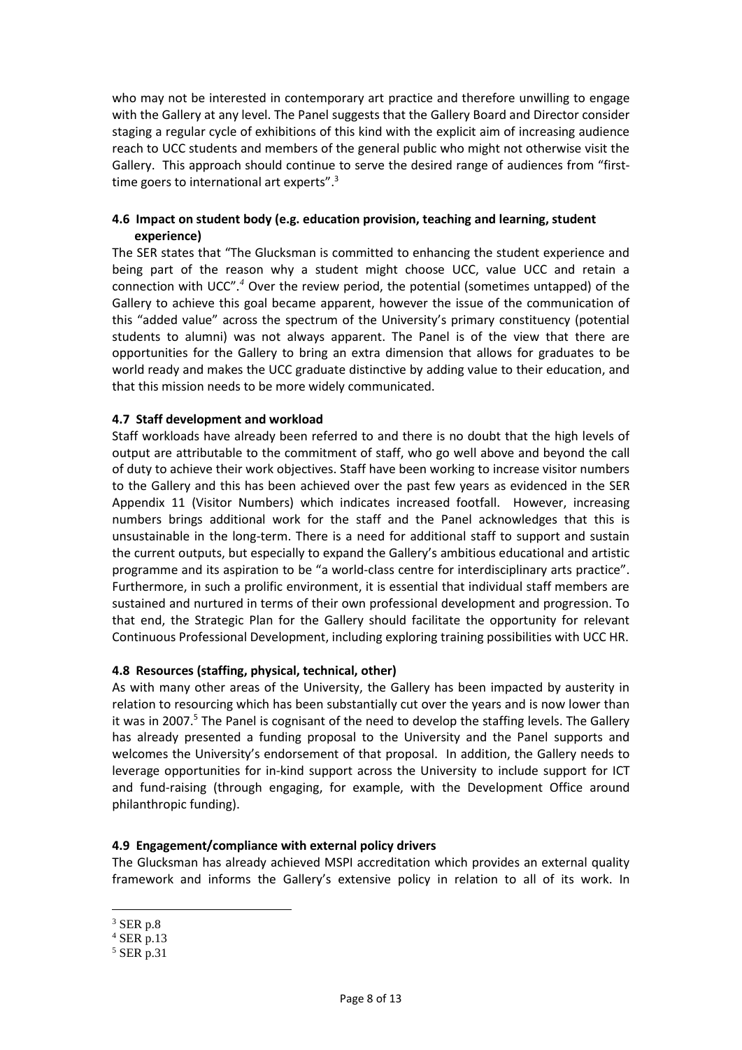who may not be interested in contemporary art practice and therefore unwilling to engage with the Gallery at any level. The Panel suggests that the Gallery Board and Director consider staging a regular cycle of exhibitions of this kind with the explicit aim of increasing audience reach to UCC students and members of the general public who might not otherwise visit the Gallery. This approach should continue to serve the desired range of audiences from "first-time goers to international art experts".[3]

### 4.6 Impact on student body (e.g. education provision, teaching and learning, student experience)

The SER states that "The Glucksman is committed to enhancing the student experience and being part of the reason why a student might choose UCC, value UCC and retain a connection with UCC".[4] Over the review period, the potential (sometimes untapped) of the Gallery to achieve this goal became apparent, however the issue of the communication of this "added value" across the spectrum of the University's primary constituency (potential students to alumni) was not always apparent. The Panel is of the view that there are opportunities for the Gallery to bring an extra dimension that allows for graduates to be world ready and makes the UCC graduate distinctive by adding value to their education, and that this mission needs to be more widely communicated.

### 4.7 Staff development and workload

Staff workloads have already been referred to and there is no doubt that the high levels of output are attributable to the commitment of staff, who go well above and beyond the call of duty to achieve their work objectives. Staff have been working to increase visitor numbers to the Gallery and this has been achieved over the past few years as evidenced in the SER Appendix 11 (Visitor Numbers) which indicates increased footfall. However, increasing numbers brings additional work for the staff and the Panel acknowledges that this is unsustainable in the long-term. There is a need for additional staff to support and sustain the current outputs, but especially to expand the Gallery's ambitious educational and artistic programme and its aspiration to be "a world-class centre for interdisciplinary arts practice". Furthermore, in such a prolific environment, it is essential that individual staff members are sustained and nurtured in terms of their own professional development and progression. To that end, the Strategic Plan for the Gallery should facilitate the opportunity for relevant Continuous Professional Development, including exploring training possibilities with UCC HR.

### 4.8 Resources (staffing, physical, technical, other)

As with many other areas of the University, the Gallery has been impacted by austerity in relation to resourcing which has been substantially cut over the years and is now lower than it was in 2007.[5] The Panel is cognisant of the need to develop the staffing levels. The Gallery has already presented a funding proposal to the University and the Panel supports and welcomes the University's endorsement of that proposal. In addition, the Gallery needs to leverage opportunities for in-kind support across the University to include support for ICT and fund-raising (through engaging, for example, with the Development Office around philanthropic funding).

### 4.9 Engagement/compliance with external policy drivers

The Glucksman has already achieved MSPI accreditation which provides an external quality framework and informs the Gallery's extensive policy in relation to all of its work. In

---

[3] SER p.8

[4] SER p.13

[5] SER p.31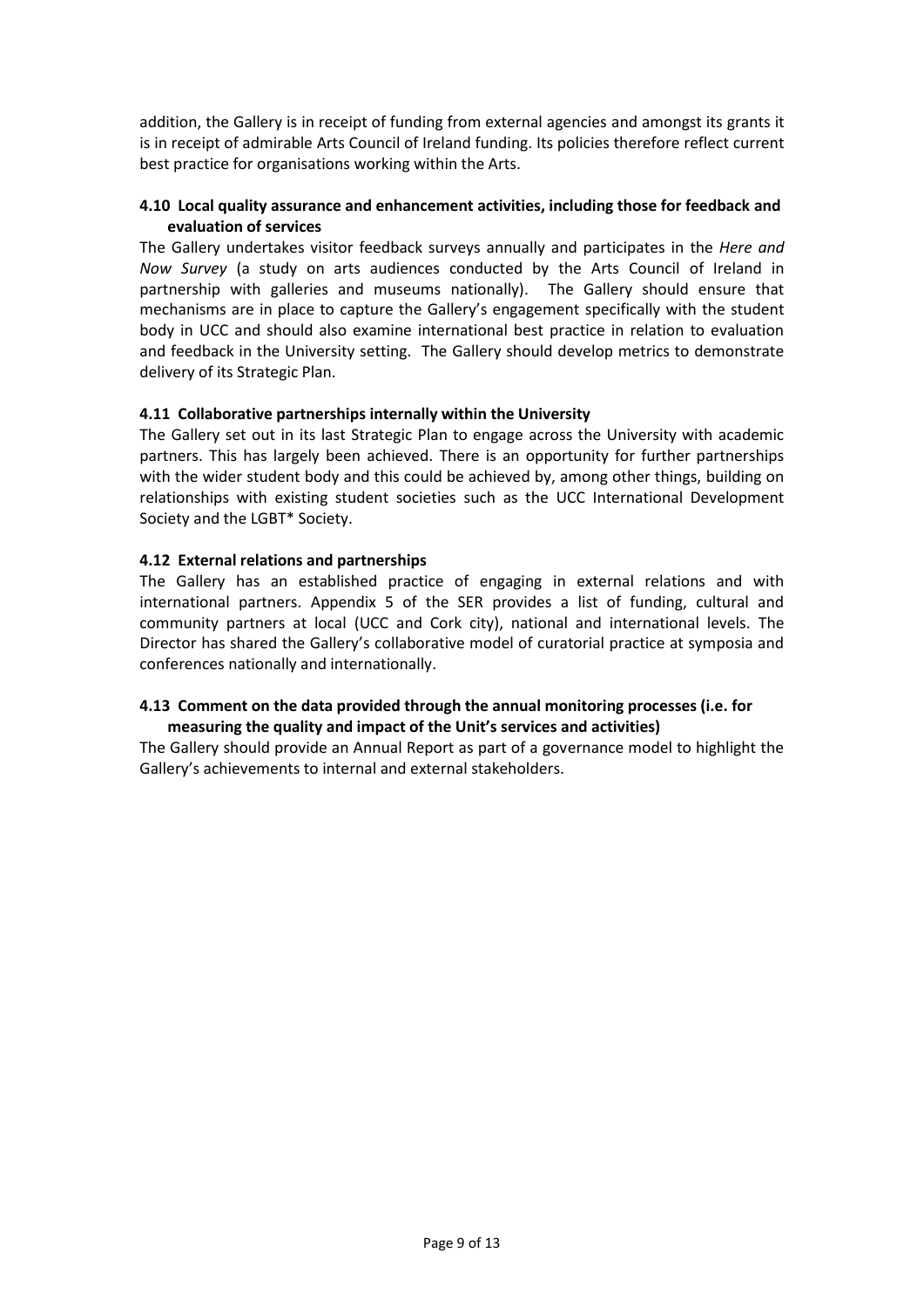addition, the Gallery is in receipt of funding from external agencies and amongst its grants it is in receipt of admirable Arts Council of Ireland funding. Its policies therefore reflect current best practice for organisations working within the Arts.

### 4.10 Local quality assurance and enhancement activities, including those for feedback and evaluation of services

The Gallery undertakes visitor feedback surveys annually and participates in the *Here and Now Survey* (a study on arts audiences conducted by the Arts Council of Ireland in partnership with galleries and museums nationally). The Gallery should ensure that mechanisms are in place to capture the Gallery's engagement specifically with the student body in UCC and should also examine international best practice in relation to evaluation and feedback in the University setting. The Gallery should develop metrics to demonstrate delivery of its Strategic Plan.

### 4.11 Collaborative partnerships internally within the University

The Gallery set out in its last Strategic Plan to engage across the University with academic partners. This has largely been achieved. There is an opportunity for further partnerships with the wider student body and this could be achieved by, among other things, building on relationships with existing student societies such as the UCC International Development Society and the LGBT* Society.

### 4.12 External relations and partnerships

The Gallery has an established practice of engaging in external relations and with international partners. Appendix 5 of the SER provides a list of funding, cultural and community partners at local (UCC and Cork city), national and international levels. The Director has shared the Gallery's collaborative model of curatorial practice at symposia and conferences nationally and internationally.

### 4.13 Comment on the data provided through the annual monitoring processes (i.e. for measuring the quality and impact of the Unit's services and activities)

The Gallery should provide an Annual Report as part of a governance model to highlight the Gallery's achievements to internal and external stakeholders.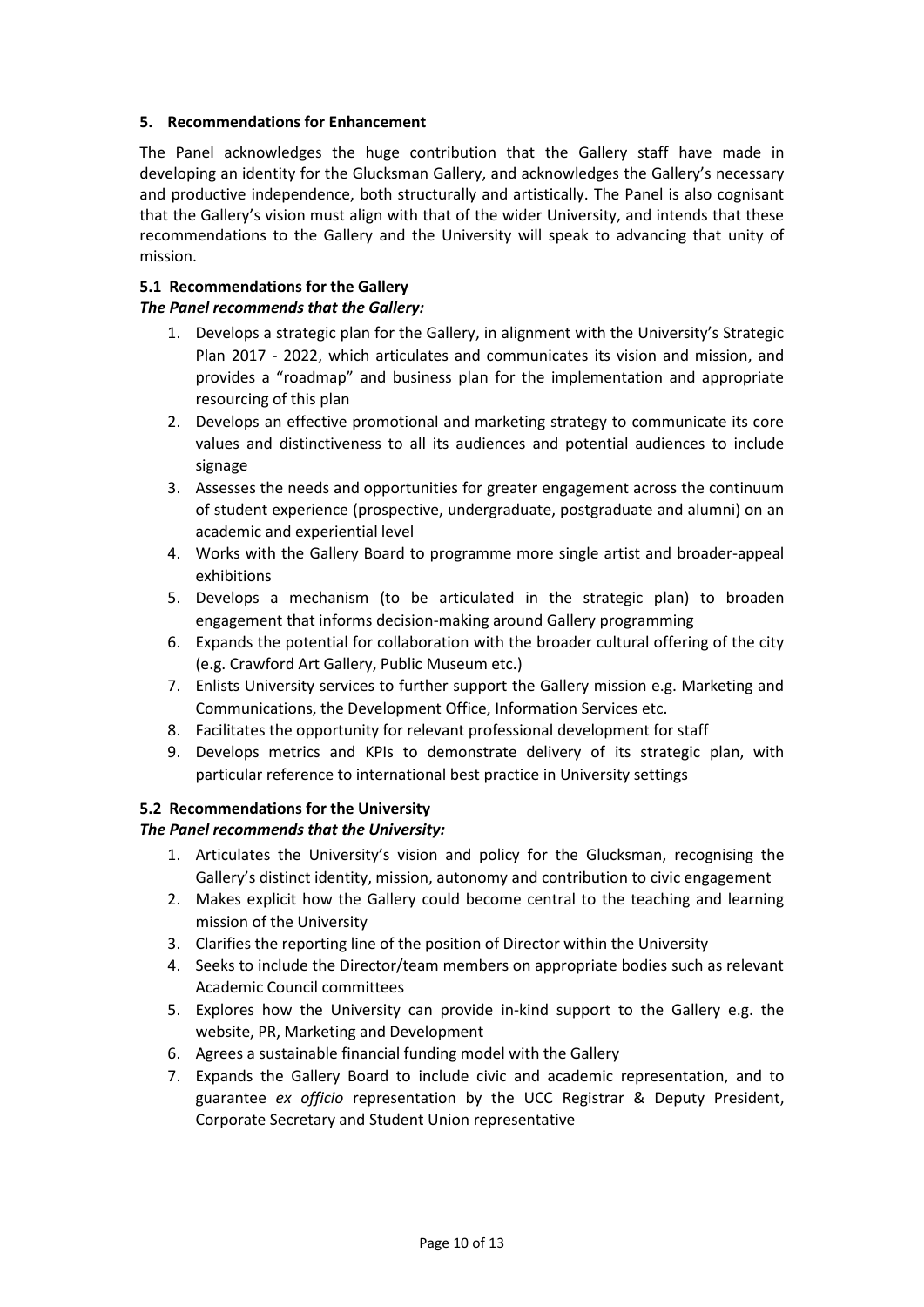## 5. Recommendations for Enhancement

The Panel acknowledges the huge contribution that the Gallery staff have made in developing an identity for the Glucksman Gallery, and acknowledges the Gallery's necessary and productive independence, both structurally and artistically. The Panel is also cognisant that the Gallery's vision must align with that of the wider University, and intends that these recommendations to the Gallery and the University will speak to advancing that unity of mission.

### 5.1 Recommendations for the Gallery

***The Panel recommends that the Gallery:***

1. Develops a strategic plan for the Gallery, in alignment with the University's Strategic Plan 2017 - 2022, which articulates and communicates its vision and mission, and provides a "roadmap" and business plan for the implementation and appropriate resourcing of this plan
2. Develops an effective promotional and marketing strategy to communicate its core values and distinctiveness to all its audiences and potential audiences to include signage
3. Assesses the needs and opportunities for greater engagement across the continuum of student experience (prospective, undergraduate, postgraduate and alumni) on an academic and experiential level
4. Works with the Gallery Board to programme more single artist and broader-appeal exhibitions
5. Develops a mechanism (to be articulated in the strategic plan) to broaden engagement that informs decision-making around Gallery programming
6. Expands the potential for collaboration with the broader cultural offering of the city (e.g. Crawford Art Gallery, Public Museum etc.)
7. Enlists University services to further support the Gallery mission e.g. Marketing and Communications, the Development Office, Information Services etc.
8. Facilitates the opportunity for relevant professional development for staff
9. Develops metrics and KPIs to demonstrate delivery of its strategic plan, with particular reference to international best practice in University settings

### 5.2 Recommendations for the University

***The Panel recommends that the University:***

1. Articulates the University's vision and policy for the Glucksman, recognising the Gallery's distinct identity, mission, autonomy and contribution to civic engagement
2. Makes explicit how the Gallery could become central to the teaching and learning mission of the University
3. Clarifies the reporting line of the position of Director within the University
4. Seeks to include the Director/team members on appropriate bodies such as relevant Academic Council committees
5. Explores how the University can provide in-kind support to the Gallery e.g. the website, PR, Marketing and Development
6. Agrees a sustainable financial funding model with the Gallery
7. Expands the Gallery Board to include civic and academic representation, and to guarantee *ex officio* representation by the UCC Registrar & Deputy President, Corporate Secretary and Student Union representative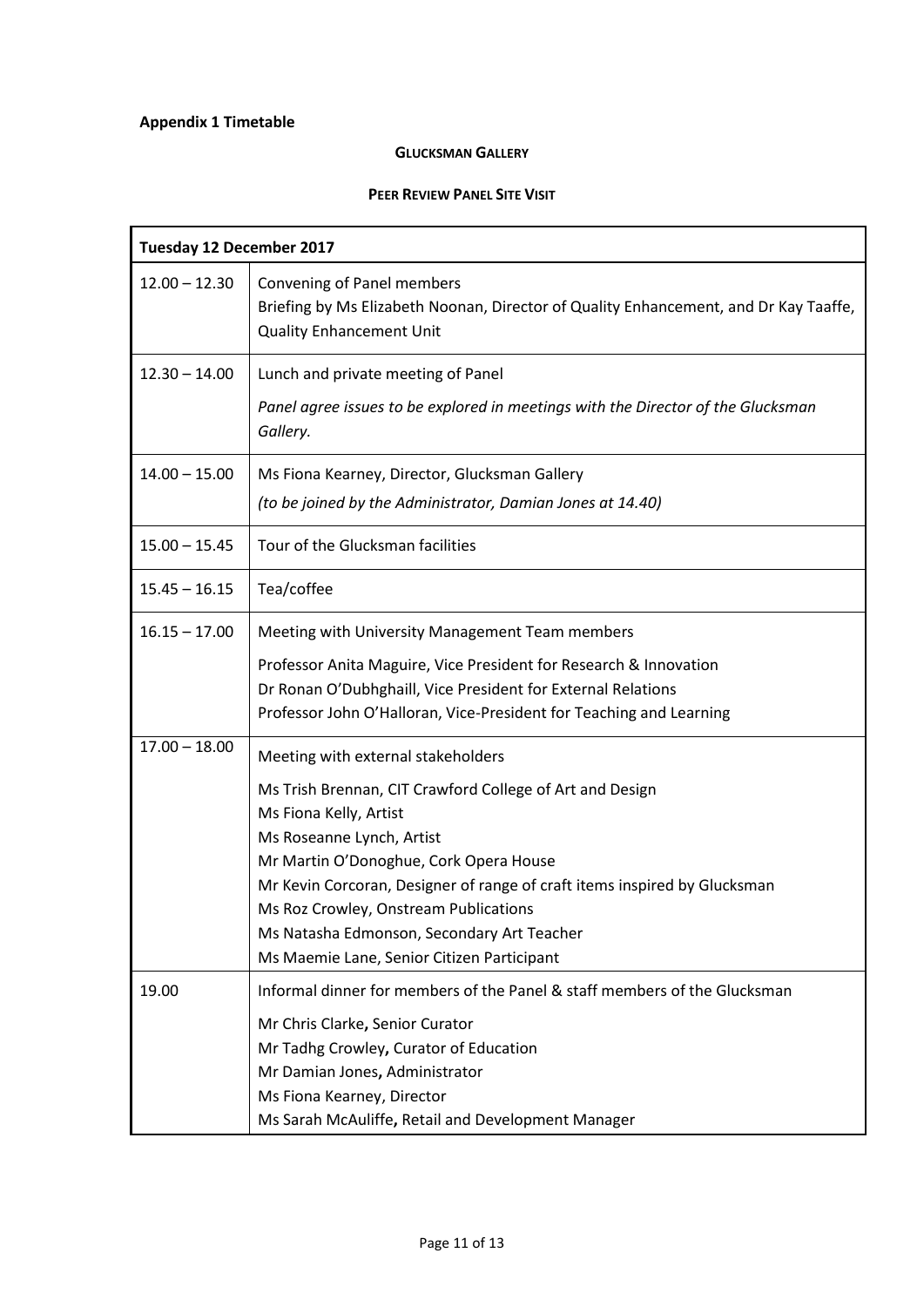**Appendix 1 Timetable**

**GLUCKSMAN GALLERY**

**PEER REVIEW PANEL SITE VISIT**

| **Tuesday 12 December 2017** | |
|---|---|
| 12.00 – 12.30 | Convening of Panel members<br>Briefing by Ms Elizabeth Noonan, Director of Quality Enhancement, and Dr Kay Taaffe, Quality Enhancement Unit |
| 12.30 – 14.00 | Lunch and private meeting of Panel<br>*Panel agree issues to be explored in meetings with the Director of the Glucksman Gallery.* |
| 14.00 – 15.00 | Ms Fiona Kearney, Director, Glucksman Gallery<br>*(to be joined by the Administrator, Damian Jones at 14.40)* |
| 15.00 – 15.45 | Tour of the Glucksman facilities |
| 15.45 – 16.15 | Tea/coffee |
| 16.15 – 17.00 | Meeting with University Management Team members<br>Professor Anita Maguire, Vice President for Research & Innovation<br>Dr Ronan O'Dubhghaill, Vice President for External Relations<br>Professor John O'Halloran, Vice-President for Teaching and Learning |
| 17.00 – 18.00 | Meeting with external stakeholders<br>Ms Trish Brennan, CIT Crawford College of Art and Design<br>Ms Fiona Kelly, Artist<br>Ms Roseanne Lynch, Artist<br>Mr Martin O'Donoghue, Cork Opera House<br>Mr Kevin Corcoran, Designer of range of craft items inspired by Glucksman<br>Ms Roz Crowley, Onstream Publications<br>Ms Natasha Edmonson, Secondary Art Teacher<br>Ms Maemie Lane, Senior Citizen Participant |
| 19.00 | Informal dinner for members of the Panel & staff members of the Glucksman<br>Mr Chris Clarke**,** Senior Curator<br>Mr Tadhg Crowley**,** Curator of Education<br>Mr Damian Jones**,** Administrator<br>Ms Fiona Kearney, Director<br>Ms Sarah McAuliffe**,** Retail and Development Manager |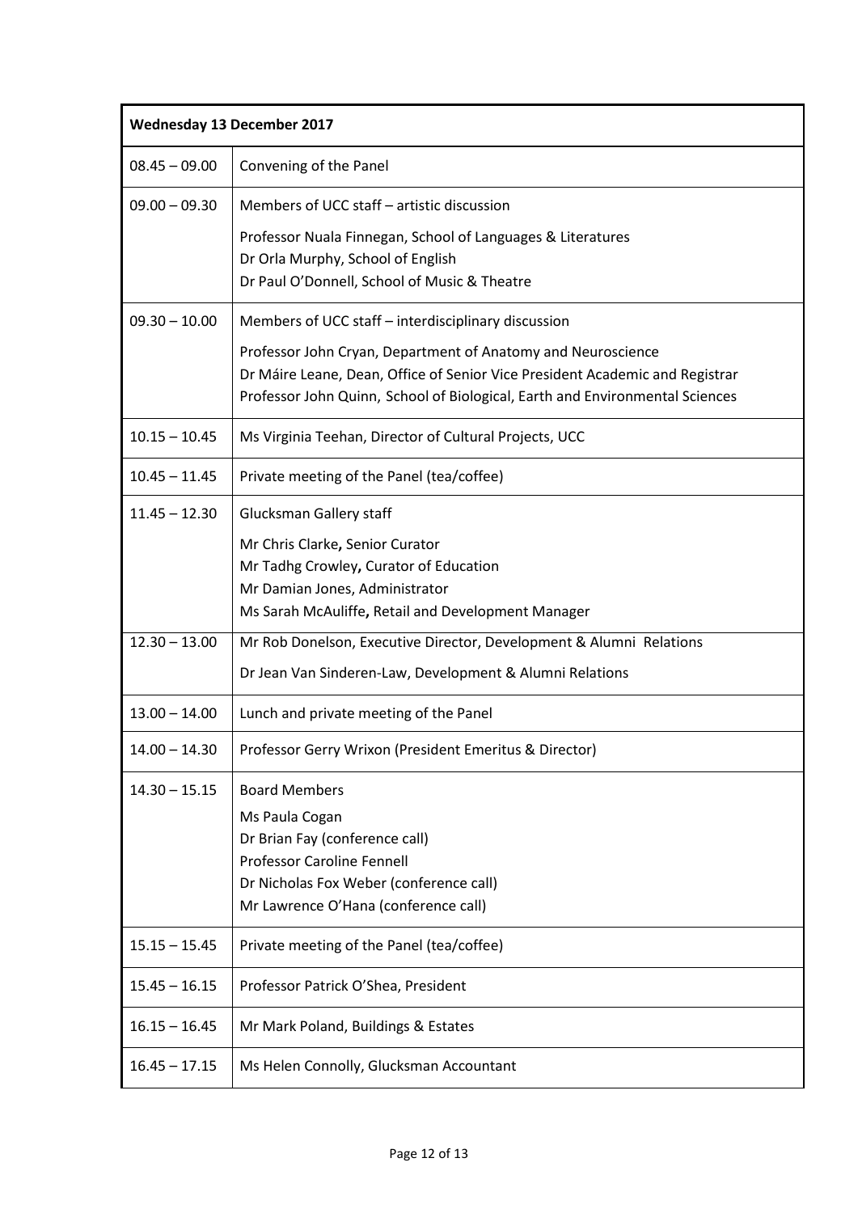| Wednesday 13 December 2017 | |
|---|---|
| 08.45 – 09.00 | Convening of the Panel |
| 09.00 – 09.30 | Members of UCC staff – artistic discussion<br><br>Professor Nuala Finnegan, School of Languages & Literatures<br>Dr Orla Murphy, School of English<br>Dr Paul O'Donnell, School of Music & Theatre |
| 09.30 – 10.00 | Members of UCC staff – interdisciplinary discussion<br><br>Professor John Cryan, Department of Anatomy and Neuroscience<br>Dr Máire Leane, Dean, Office of Senior Vice President Academic and Registrar<br>Professor John Quinn, School of Biological, Earth and Environmental Sciences |
| 10.15 – 10.45 | Ms Virginia Teehan, Director of Cultural Projects, UCC |
| 10.45 – 11.45 | Private meeting of the Panel (tea/coffee) |
| 11.45 – 12.30 | Glucksman Gallery staff<br><br>Mr Chris Clarke**,** Senior Curator<br>Mr Tadhg Crowley**,** Curator of Education<br>Mr Damian Jones, Administrator<br>Ms Sarah McAuliffe**,** Retail and Development Manager |
| 12.30 – 13.00 | Mr Rob Donelson, Executive Director, Development & Alumni Relations<br><br>Dr Jean Van Sinderen-Law, Development & Alumni Relations |
| 13.00 – 14.00 | Lunch and private meeting of the Panel |
| 14.00 – 14.30 | Professor Gerry Wrixon (President Emeritus & Director) |
| 14.30 – 15.15 | Board Members<br><br>Ms Paula Cogan<br>Dr Brian Fay (conference call)<br>Professor Caroline Fennell<br>Dr Nicholas Fox Weber (conference call)<br>Mr Lawrence O'Hana (conference call) |
| 15.15 – 15.45 | Private meeting of the Panel (tea/coffee) |
| 15.45 – 16.15 | Professor Patrick O'Shea, President |
| 16.15 – 16.45 | Mr Mark Poland, Buildings & Estates |
| 16.45 – 17.15 | Ms Helen Connolly, Glucksman Accountant |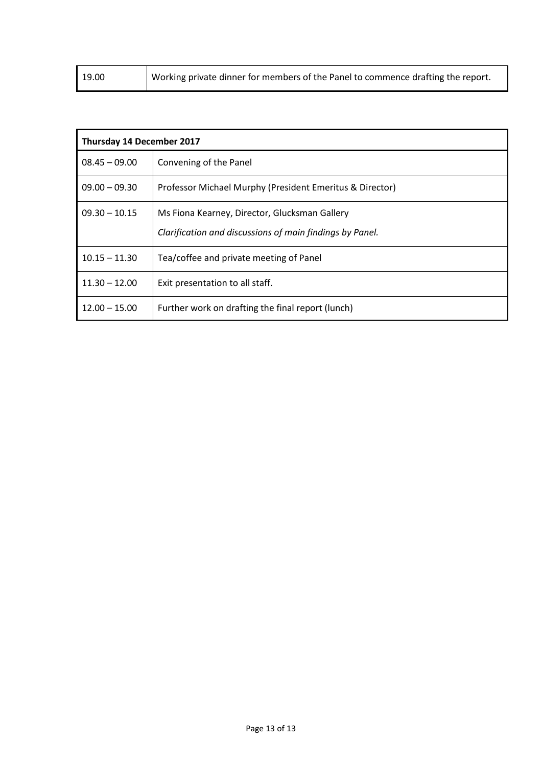| | |
|---|---|
| 19.00 | Working private dinner for members of the Panel to commence drafting the report. |

| Thursday 14 December 2017 | |
|---|---|
| 08.45 – 09.00 | Convening of the Panel |
| 09.00 – 09.30 | Professor Michael Murphy (President Emeritus & Director) |
| 09.30 – 10.15 | Ms Fiona Kearney, Director, Glucksman Gallery<br>*Clarification and discussions of main findings by Panel.* |
| 10.15 – 11.30 | Tea/coffee and private meeting of Panel |
| 11.30 – 12.00 | Exit presentation to all staff. |
| 12.00 – 15.00 | Further work on drafting the final report (lunch) |